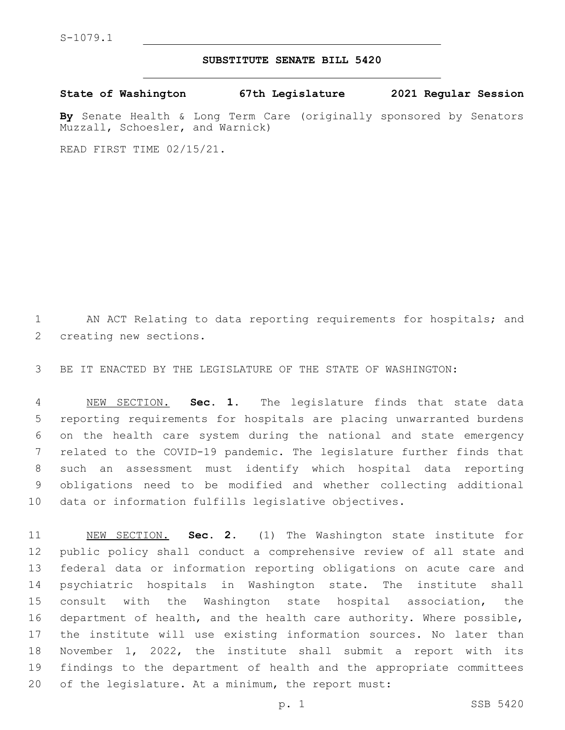S-1079.1

# SUBSTITUTE SENATE BILL 5420

**State of Washington 67th Legislature 2021 Regular Session**

**By** Senate Health & Long Term Care (originally sponsored by Senators Muzzall, Schoesler, and Warnick)

READ FIRST TIME 02/15/21.

AN ACT Relating to data reporting requirements for hospitals; and creating new sections.

BE IT ENACTED BY THE LEGISLATURE OF THE STATE OF WASHINGTON:

NEW SECTION. **Sec. 1.** The legislature finds that state data reporting requirements for hospitals are placing unwarranted burdens on the health care system during the national and state emergency related to the COVID-19 pandemic. The legislature further finds that such an assessment must identify which hospital data reporting obligations need to be modified and whether collecting additional data or information fulfills legislative objectives.

NEW SECTION. **Sec. 2.** (1) The Washington state institute for public policy shall conduct a comprehensive review of all state and federal data or information reporting obligations on acute care and psychiatric hospitals in Washington state. The institute shall consult with the Washington state hospital association, the department of health, and the health care authority. Where possible, the institute will use existing information sources. No later than November 1, 2022, the institute shall submit a report with its findings to the department of health and the appropriate committees of the legislature. At a minimum, the report must: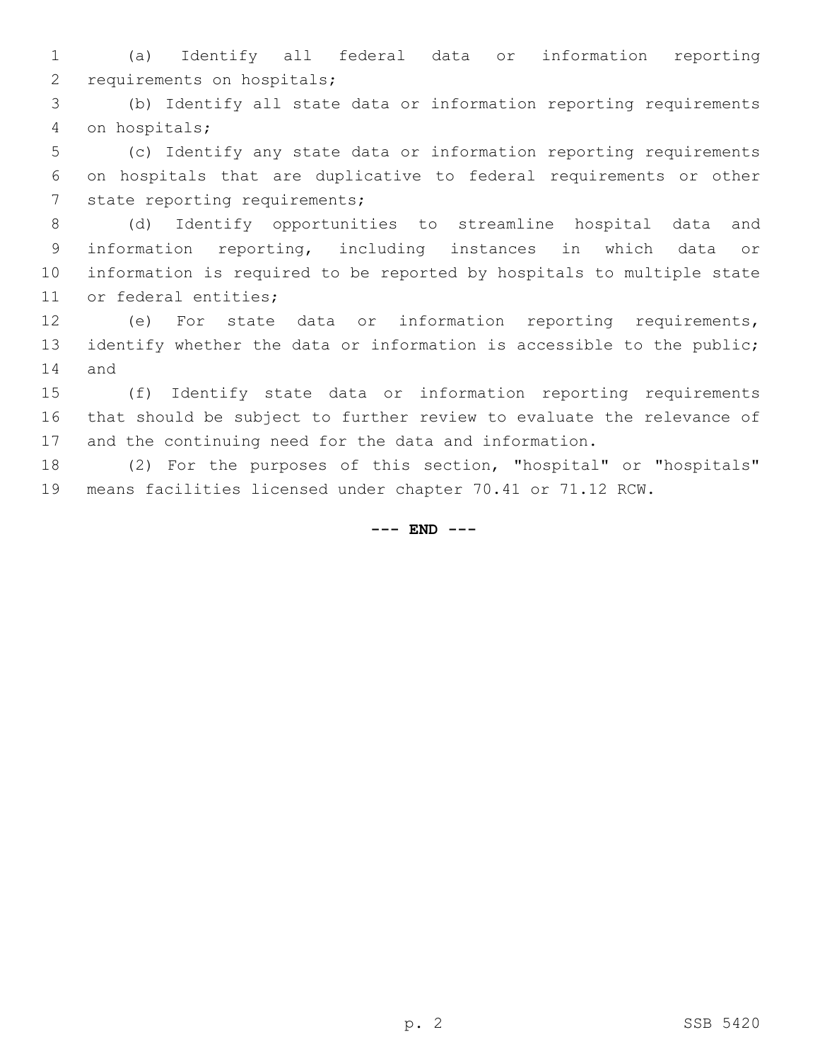(a) Identify all federal data or information reporting requirements on hospitals;

(b) Identify all state data or information reporting requirements on hospitals;

(c) Identify any state data or information reporting requirements on hospitals that are duplicative to federal requirements or other state reporting requirements;

(d) Identify opportunities to streamline hospital data and information reporting, including instances in which data or information is required to be reported by hospitals to multiple state or federal entities;

(e) For state data or information reporting requirements, identify whether the data or information is accessible to the public; and

(f) Identify state data or information reporting requirements that should be subject to further review to evaluate the relevance of and the continuing need for the data and information.

(2) For the purposes of this section, "hospital" or "hospitals" means facilities licensed under chapter 70.41 or 71.12 RCW.

**--- END ---**